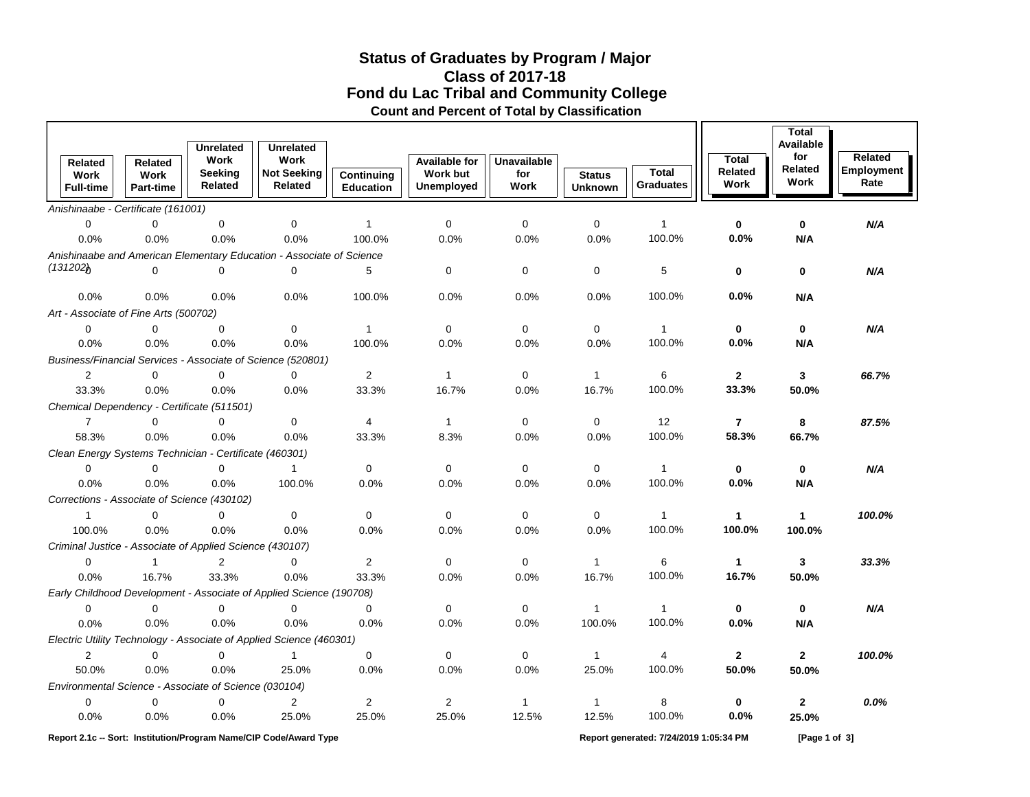# Status of Graduates by Program / Major
## Class of 2017-18
## Fond du Lac Tribal and Community College
### Count and Percent of Total by Classification

| Related Work Full-time | Related Work Part-time | Unrelated Work Seeking Related | Unrelated Work Not Seeking Related | Continuing Education | Available for Work but Unemployed | Unavailable for Work | Status Unknown | Total Graduates | Total Related Work | Total Available for Related Work | Related Employment Rate |
|---|---|---|---|---|---|---|---|---|---|---|---|
| *Anishinaabe - Certificate (161001)* | | | | | | | | | | | |
| 0 | 0 | 0 | 0 | 1 | 0 | 0 | 0 | 1 | **0** | **0** | ***N/A*** |
| 0.0% | 0.0% | 0.0% | 0.0% | 100.0% | 0.0% | 0.0% | 0.0% | 100.0% | **0.0%** | **N/A** | |
| *Anishinaabe and American Elementary Education - Associate of Science (131202)* | | | | | | | | | | | |
| 0 | 0 | 0 | 0 | 5 | 0 | 0 | 0 | 5 | **0** | **0** | ***N/A*** |
| 0.0% | 0.0% | 0.0% | 0.0% | 100.0% | 0.0% | 0.0% | 0.0% | 100.0% | **0.0%** | **N/A** | |
| *Art - Associate of Fine Arts (500702)* | | | | | | | | | | | |
| 0 | 0 | 0 | 0 | 1 | 0 | 0 | 0 | 1 | **0** | **0** | ***N/A*** |
| 0.0% | 0.0% | 0.0% | 0.0% | 100.0% | 0.0% | 0.0% | 0.0% | 100.0% | **0.0%** | **N/A** | |
| *Business/Financial Services - Associate of Science (520801)* | | | | | | | | | | | |
| 2 | 0 | 0 | 0 | 2 | 1 | 0 | 1 | 6 | **2** | **3** | ***66.7%*** |
| 33.3% | 0.0% | 0.0% | 0.0% | 33.3% | 16.7% | 0.0% | 16.7% | 100.0% | **33.3%** | **50.0%** | |
| *Chemical Dependency - Certificate (511501)* | | | | | | | | | | | |
| 7 | 0 | 0 | 0 | 4 | 1 | 0 | 0 | 12 | **7** | **8** | ***87.5%*** |
| 58.3% | 0.0% | 0.0% | 0.0% | 33.3% | 8.3% | 0.0% | 0.0% | 100.0% | **58.3%** | **66.7%** | |
| *Clean Energy Systems Technician - Certificate (460301)* | | | | | | | | | | | |
| 0 | 0 | 0 | 1 | 0 | 0 | 0 | 0 | 1 | **0** | **0** | ***N/A*** |
| 0.0% | 0.0% | 0.0% | 100.0% | 0.0% | 0.0% | 0.0% | 0.0% | 100.0% | **0.0%** | **N/A** | |
| *Corrections - Associate of Science (430102)* | | | | | | | | | | | |
| 1 | 0 | 0 | 0 | 0 | 0 | 0 | 0 | 1 | **1** | **1** | ***100.0%*** |
| 100.0% | 0.0% | 0.0% | 0.0% | 0.0% | 0.0% | 0.0% | 0.0% | 100.0% | **100.0%** | **100.0%** | |
| *Criminal Justice - Associate of Applied Science (430107)* | | | | | | | | | | | |
| 0 | 1 | 2 | 0 | 2 | 0 | 0 | 1 | 6 | **1** | **3** | ***33.3%*** |
| 0.0% | 16.7% | 33.3% | 0.0% | 33.3% | 0.0% | 0.0% | 16.7% | 100.0% | **16.7%** | **50.0%** | |
| *Early Childhood Development - Associate of Applied Science (190708)* | | | | | | | | | | | |
| 0 | 0 | 0 | 0 | 0 | 0 | 0 | 1 | 1 | **0** | **0** | ***N/A*** |
| 0.0% | 0.0% | 0.0% | 0.0% | 0.0% | 0.0% | 0.0% | 100.0% | 100.0% | **0.0%** | **N/A** | |
| *Electric Utility Technology - Associate of Applied Science (460301)* | | | | | | | | | | | |
| 2 | 0 | 0 | 1 | 0 | 0 | 0 | 1 | 4 | **2** | **2** | ***100.0%*** |
| 50.0% | 0.0% | 0.0% | 25.0% | 0.0% | 0.0% | 0.0% | 25.0% | 100.0% | **50.0%** | **50.0%** | |
| *Environmental Science - Associate of Science (030104)* | | | | | | | | | | | |
| 0 | 0 | 0 | 2 | 2 | 2 | 1 | 1 | 8 | **0** | **2** | ***0.0%*** |
| 0.0% | 0.0% | 0.0% | 25.0% | 25.0% | 25.0% | 12.5% | 12.5% | 100.0% | **0.0%** | **25.0%** | |

**Report 2.1c -- Sort: Institution/Program Name/CIP Code/Award Type** **Report generated: 7/24/2019 1:05:34 PM**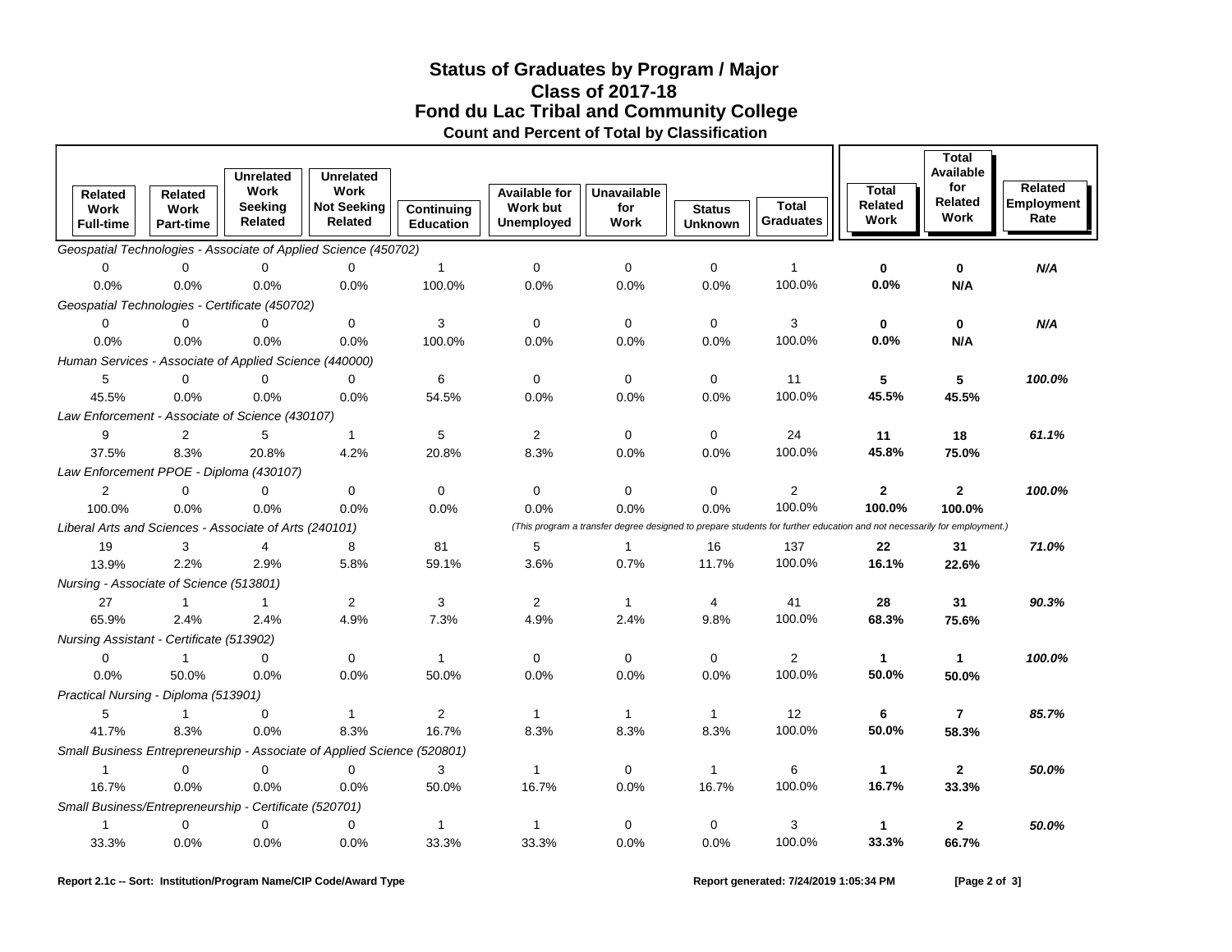# Status of Graduates by Program / Major
## Class of 2017-18
## Fond du Lac Tribal and Community College
### Count and Percent of Total by Classification

| Related Work Full-time | Related Work Part-time | Unrelated Work Seeking Related | Unrelated Work Not Seeking Related | Continuing Education | Available for Work but Unemployed | Unavailable for Work | Status Unknown | Total Graduates | Total Related Work | Total Available for Related Work | Related Employment Rate |
|---|---|---|---|---|---|---|---|---|---|---|---|
| *Geospatial Technologies - Associate of Applied Science (450702)* | | | | | | | | | | | |
| 0 | 0 | 0 | 0 | 1 | 0 | 0 | 0 | 1 | **0** | **0** | ***N/A*** |
| 0.0% | 0.0% | 0.0% | 0.0% | 100.0% | 0.0% | 0.0% | 0.0% | 100.0% | **0.0%** | **N/A** | |
| *Geospatial Technologies - Certificate (450702)* | | | | | | | | | | | |
| 0 | 0 | 0 | 0 | 3 | 0 | 0 | 0 | 3 | **0** | **0** | ***N/A*** |
| 0.0% | 0.0% | 0.0% | 0.0% | 100.0% | 0.0% | 0.0% | 0.0% | 100.0% | **0.0%** | **N/A** | |
| *Human Services - Associate of Applied Science (440000)* | | | | | | | | | | | |
| 5 | 0 | 0 | 0 | 6 | 0 | 0 | 0 | 11 | **5** | **5** | ***100.0%*** |
| 45.5% | 0.0% | 0.0% | 0.0% | 54.5% | 0.0% | 0.0% | 0.0% | 100.0% | **45.5%** | **45.5%** | |
| *Law Enforcement - Associate of Science (430107)* | | | | | | | | | | | |
| 9 | 2 | 5 | 1 | 5 | 2 | 0 | 0 | 24 | **11** | **18** | ***61.1%*** |
| 37.5% | 8.3% | 20.8% | 4.2% | 20.8% | 8.3% | 0.0% | 0.0% | 100.0% | **45.8%** | **75.0%** | |
| *Law Enforcement PPOE - Diploma (430107)* | | | | | | | | | | | |
| 2 | 0 | 0 | 0 | 0 | 0 | 0 | 0 | 2 | **2** | **2** | ***100.0%*** |
| 100.0% | 0.0% | 0.0% | 0.0% | 0.0% | 0.0% | 0.0% | 0.0% | 100.0% | **100.0%** | **100.0%** | |
| *Liberal Arts and Sciences - Associate of Arts (240101)* | | | | | *(This program a transfer degree designed to prepare students for further education and not necessarily for employment.)* | | | | | | |
| 19 | 3 | 4 | 8 | 81 | 5 | 1 | 16 | 137 | **22** | **31** | ***71.0%*** |
| 13.9% | 2.2% | 2.9% | 5.8% | 59.1% | 3.6% | 0.7% | 11.7% | 100.0% | **16.1%** | **22.6%** | |
| *Nursing - Associate of Science (513801)* | | | | | | | | | | | |
| 27 | 1 | 1 | 2 | 3 | 2 | 1 | 4 | 41 | **28** | **31** | ***90.3%*** |
| 65.9% | 2.4% | 2.4% | 4.9% | 7.3% | 4.9% | 2.4% | 9.8% | 100.0% | **68.3%** | **75.6%** | |
| *Nursing Assistant - Certificate (513902)* | | | | | | | | | | | |
| 0 | 1 | 0 | 0 | 1 | 0 | 0 | 0 | 2 | **1** | **1** | ***100.0%*** |
| 0.0% | 50.0% | 0.0% | 0.0% | 50.0% | 0.0% | 0.0% | 0.0% | 100.0% | **50.0%** | **50.0%** | |
| *Practical Nursing - Diploma (513901)* | | | | | | | | | | | |
| 5 | 1 | 0 | 1 | 2 | 1 | 1 | 1 | 12 | **6** | **7** | ***85.7%*** |
| 41.7% | 8.3% | 0.0% | 8.3% | 16.7% | 8.3% | 8.3% | 8.3% | 100.0% | **50.0%** | **58.3%** | |
| *Small Business Entrepreneurship - Associate of Applied Science (520801)* | | | | | | | | | | | |
| 1 | 0 | 0 | 0 | 3 | 1 | 0 | 1 | 6 | **1** | **2** | ***50.0%*** |
| 16.7% | 0.0% | 0.0% | 0.0% | 50.0% | 16.7% | 0.0% | 16.7% | 100.0% | **16.7%** | **33.3%** | |
| *Small Business/Entrepreneurship - Certificate (520701)* | | | | | | | | | | | |
| 1 | 0 | 0 | 0 | 1 | 1 | 0 | 0 | 3 | **1** | **2** | ***50.0%*** |
| 33.3% | 0.0% | 0.0% | 0.0% | 33.3% | 33.3% | 0.0% | 0.0% | 100.0% | **33.3%** | **66.7%** | |

**Report 2.1c -- Sort: Institution/Program Name/CIP Code/Award Type** **Report generated: 7/24/2019 1:05:34 PM**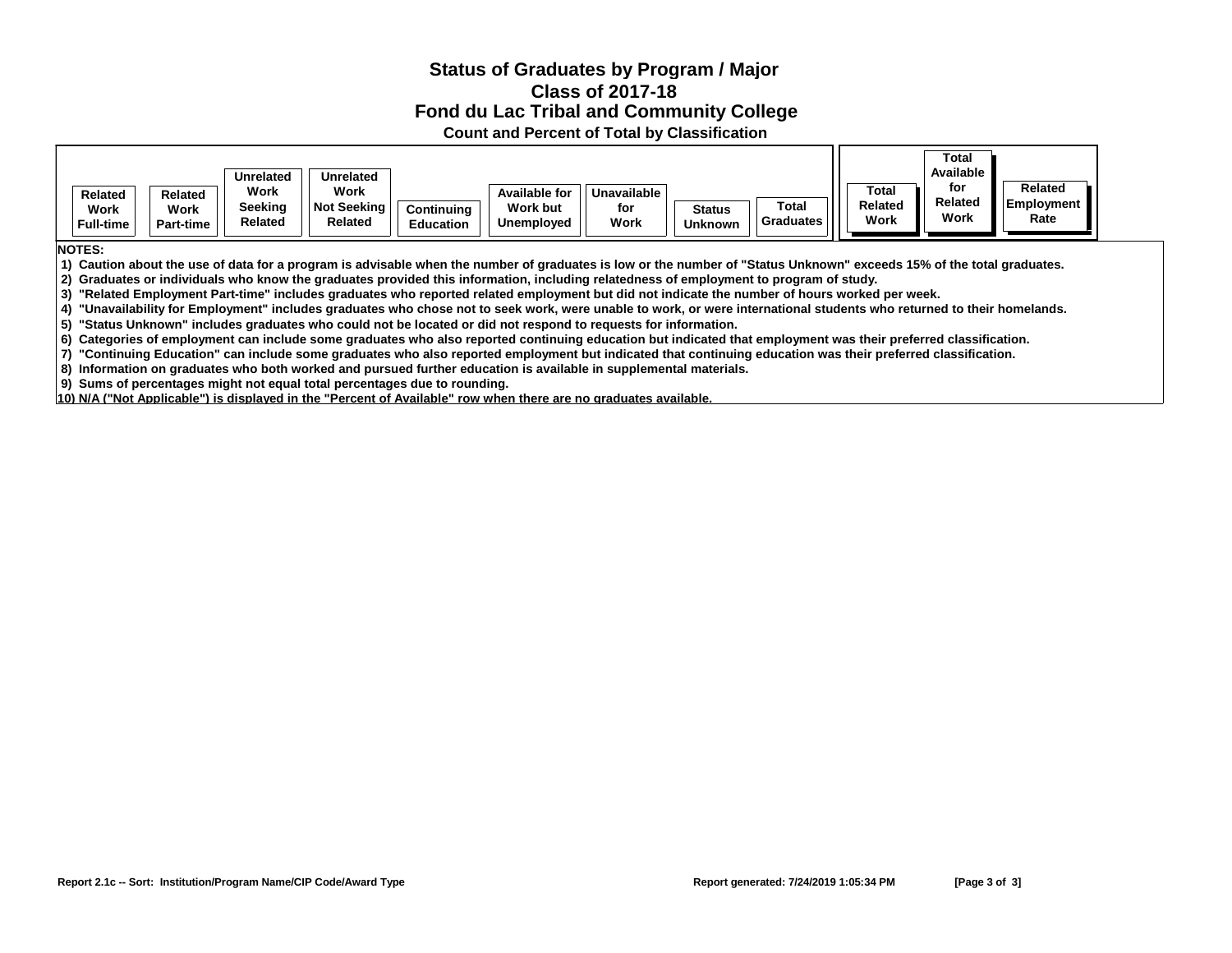## Status of Graduates by Program / Major
## Class of 2017-18
## Fond du Lac Tribal and Community College
### Count and Percent of Total by Classification

| Related Work Full-time | Related Work Part-time | Unrelated Work Seeking Related | Unrelated Work Not Seeking Related | Continuing Education | Available for Work but Unemployed | Unavailable for Work | Status Unknown | Total Graduates | Total Related Work | Total Available for Related Work | Related Employment Rate |
|---|---|---|---|---|---|---|---|---|---|---|---|

**NOTES:**

1) Caution about the use of data for a program is advisable when the number of graduates is low or the number of "Status Unknown" exceeds 15% of the total graduates.
2) Graduates or individuals who know the graduates provided this information, including relatedness of employment to program of study.
3) "Related Employment Part-time" includes graduates who reported related employment but did not indicate the number of hours worked per week.
4) "Unavailability for Employment" includes graduates who chose not to seek work, were unable to work, or were international students who returned to their homelands.
5) "Status Unknown" includes graduates who could not be located or did not respond to requests for information.
6) Categories of employment can include some graduates who also reported continuing education but indicated that employment was their preferred classification.
7) "Continuing Education" can include some graduates who also reported employment but indicated that continuing education was their preferred classification.
8) Information on graduates who both worked and pursued further education is available in supplemental materials.
9) Sums of percentages might not equal total percentages due to rounding.
10) N/A ("Not Applicable") is displayed in the "Percent of Available" row when there are no graduates available.

Report 2.1c -- Sort: Institution/Program Name/CIP Code/Award Type

Report generated: 7/24/2019 1:05:34 PM